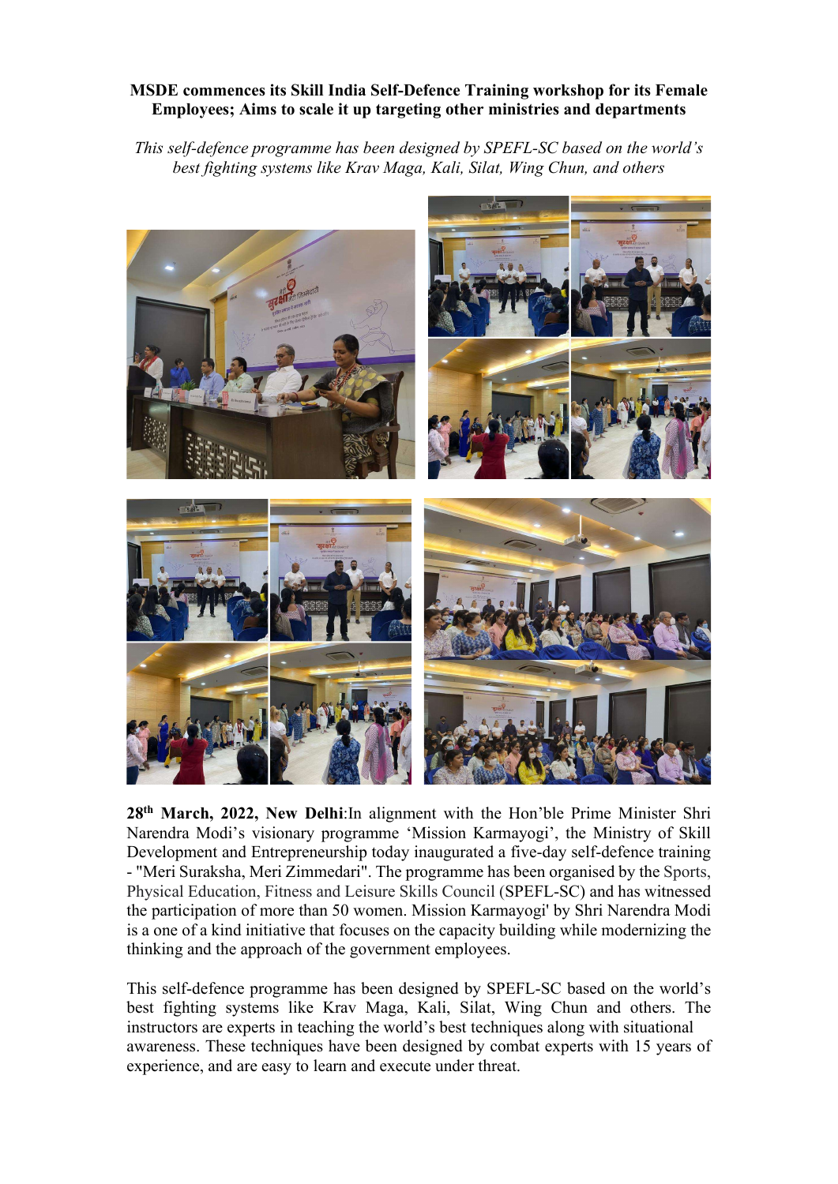**MSDE commences its Skill India Self-Defence Training workshop for its Female Employees; Aims to scale it up targeting other ministries and departments**

*This self-defence programme has been designed by SPEFL-SC based on the world's best fighting systems like Krav Maga, Kali, Silat, Wing Chun, and others*

**28th March, 2022, New Delhi**:In alignment with the Hon'ble Prime Minister Shri Narendra Modi's visionary programme 'Mission Karmayogi', the Ministry of Skill Development and Entrepreneurship today inaugurated a five-day self-defence training - "Meri Suraksha, Meri Zimmedari". The programme has been organised by the Sports, Physical Education, Fitness and Leisure Skills Council (SPEFL-SC) and has witnessed the participation of more than 50 women. Mission Karmayogi' by Shri Narendra Modi is a one of a kind initiative that focuses on the capacity building while modernizing the thinking and the approach of the government employees.

This self-defence programme has been designed by SPEFL-SC based on the world's best fighting systems like Krav Maga, Kali, Silat, Wing Chun and others. The instructors are experts in teaching the world's best techniques along with situational awareness. These techniques have been designed by combat experts with 15 years of experience, and are easy to learn and execute under threat.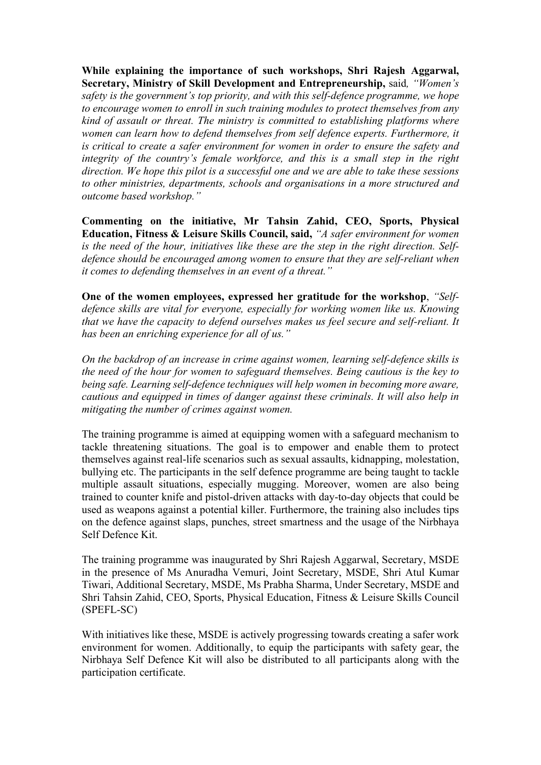**While explaining the importance of such workshops, Shri Rajesh Aggarwal, Secretary, Ministry of Skill Development and Entrepreneurship,** said*, "Women's safety is the government's top priority, and with this self-defence programme, we hope to encourage women to enroll in such training modules to protect themselves from any kind of assault or threat. The ministry is committed to establishing platforms where women can learn how to defend themselves from self defence experts. Furthermore, it is critical to create a safer environment for women in order to ensure the safety and integrity of the country's female workforce, and this is a small step in the right direction. We hope this pilot is a successful one and we are able to take these sessions to other ministries, departments, schools and organisations in a more structured and outcome based workshop."*

**Commenting on the initiative, Mr Tahsin Zahid, CEO, Sports, Physical Education, Fitness & Leisure Skills Council, said,** *"A safer environment for women is the need of the hour, initiatives like these are the step in the right direction. Self-defence should be encouraged among women to ensure that they are self-reliant when it comes to defending themselves in an event of a threat."*

**One of the women employees, expressed her gratitude for the workshop**, *"Self-defence skills are vital for everyone, especially for working women like us. Knowing that we have the capacity to defend ourselves makes us feel secure and self-reliant. It has been an enriching experience for all of us."*

*On the backdrop of an increase in crime against women, learning self-defence skills is the need of the hour for women to safeguard themselves. Being cautious is the key to being safe. Learning self-defence techniques will help women in becoming more aware, cautious and equipped in times of danger against these criminals. It will also help in mitigating the number of crimes against women.*

The training programme is aimed at equipping women with a safeguard mechanism to tackle threatening situations. The goal is to empower and enable them to protect themselves against real-life scenarios such as sexual assaults, kidnapping, molestation, bullying etc. The participants in the self defence programme are being taught to tackle multiple assault situations, especially mugging. Moreover, women are also being trained to counter knife and pistol-driven attacks with day-to-day objects that could be used as weapons against a potential killer. Furthermore, the training also includes tips on the defence against slaps, punches, street smartness and the usage of the Nirbhaya Self Defence Kit.

The training programme was inaugurated by Shri Rajesh Aggarwal, Secretary, MSDE in the presence of Ms Anuradha Vemuri, Joint Secretary, MSDE, Shri Atul Kumar Tiwari, Additional Secretary, MSDE, Ms Prabha Sharma, Under Secretary, MSDE and Shri Tahsin Zahid, CEO, Sports, Physical Education, Fitness & Leisure Skills Council (SPEFL-SC)

With initiatives like these, MSDE is actively progressing towards creating a safer work environment for women. Additionally, to equip the participants with safety gear, the Nirbhaya Self Defence Kit will also be distributed to all participants along with the participation certificate.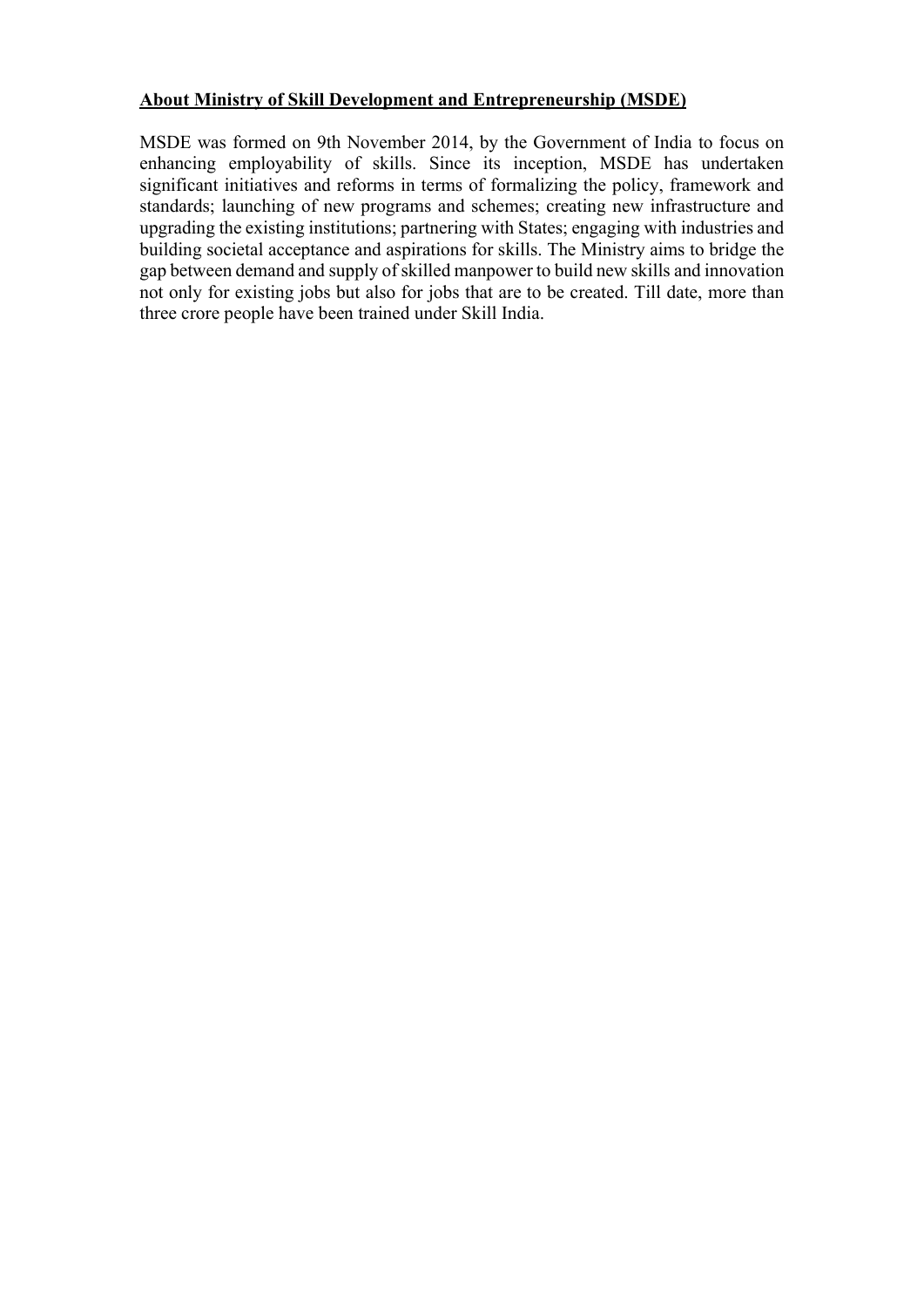**About Ministry of Skill Development and Entrepreneurship (MSDE)**

MSDE was formed on 9th November 2014, by the Government of India to focus on enhancing employability of skills. Since its inception, MSDE has undertaken significant initiatives and reforms in terms of formalizing the policy, framework and standards; launching of new programs and schemes; creating new infrastructure and upgrading the existing institutions; partnering with States; engaging with industries and building societal acceptance and aspirations for skills. The Ministry aims to bridge the gap between demand and supply of skilled manpower to build new skills and innovation not only for existing jobs but also for jobs that are to be created. Till date, more than three crore people have been trained under Skill India.